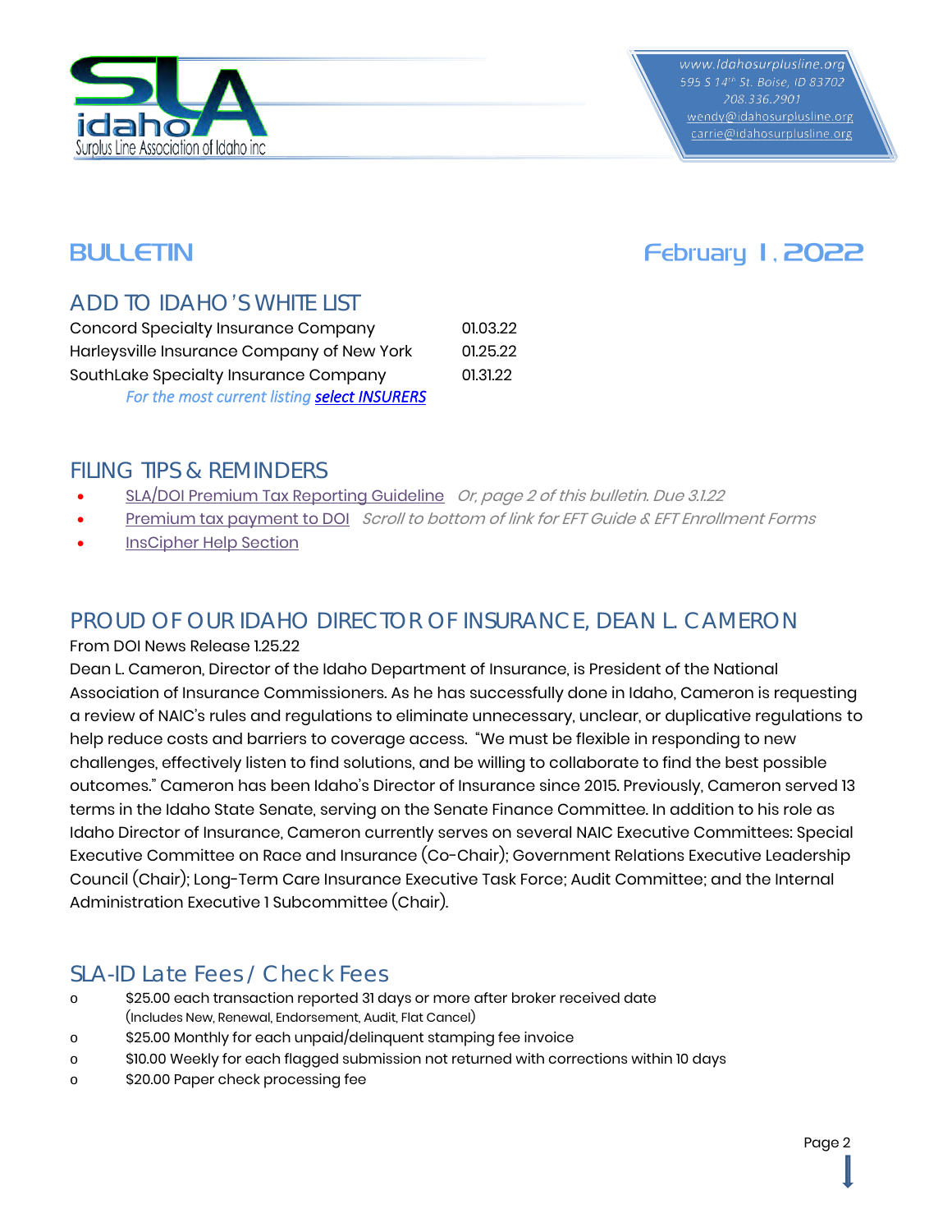www.Idahosurplusline.org
595 S 14th St. Boise, ID 83702
208.336.2901
wendy@idahosurplusline.org
carrie@idahosurplusline.org

# BULLETIN

February 1, 2022

## ADD TO IDAHO'S WHITE LIST

| | |
|---|---|
| Concord Specialty Insurance Company | 01.03.22 |
| Harleysville Insurance Company of New York | 01.25.22 |
| SouthLake Specialty Insurance Company | 01.31.22 |

*For the most current listing* ***select INSURERS***

## FILING TIPS & REMINDERS

- SLA/DOI Premium Tax Reporting Guideline *Or, page 2 of this bulletin. Due 3.1.22*
- Premium tax payment to DOI *Scroll to bottom of link for EFT Guide & EFT Enrollment Forms*
- InsCipher Help Section

## PROUD OF OUR IDAHO DIRECTOR OF INSURANCE, DEAN L. CAMERON

From DOI News Release 1.25.22

Dean L. Cameron, Director of the Idaho Department of Insurance, is President of the National Association of Insurance Commissioners. As he has successfully done in Idaho, Cameron is requesting a review of NAIC's rules and regulations to eliminate unnecessary, unclear, or duplicative regulations to help reduce costs and barriers to coverage access. "We must be flexible in responding to new challenges, effectively listen to find solutions, and be willing to collaborate to find the best possible outcomes." Cameron has been Idaho's Director of Insurance since 2015. Previously, Cameron served 13 terms in the Idaho State Senate, serving on the Senate Finance Committee. In addition to his role as Idaho Director of Insurance, Cameron currently serves on several NAIC Executive Committees: Special Executive Committee on Race and Insurance (Co-Chair); Government Relations Executive Leadership Council (Chair); Long-Term Care Insurance Executive Task Force; Audit Committee; and the Internal Administration Executive 1 Subcommittee (Chair).

## SLA-ID Late Fees / Check Fees

- $25.00 each transaction reported 31 days or more after broker received date
  (Includes New, Renewal, Endorsement, Audit, Flat Cancel)
- $25.00 Monthly for each unpaid/delinquent stamping fee invoice
- $10.00 Weekly for each flagged submission not returned with corrections within 10 days
- $20.00 Paper check processing fee

Page 2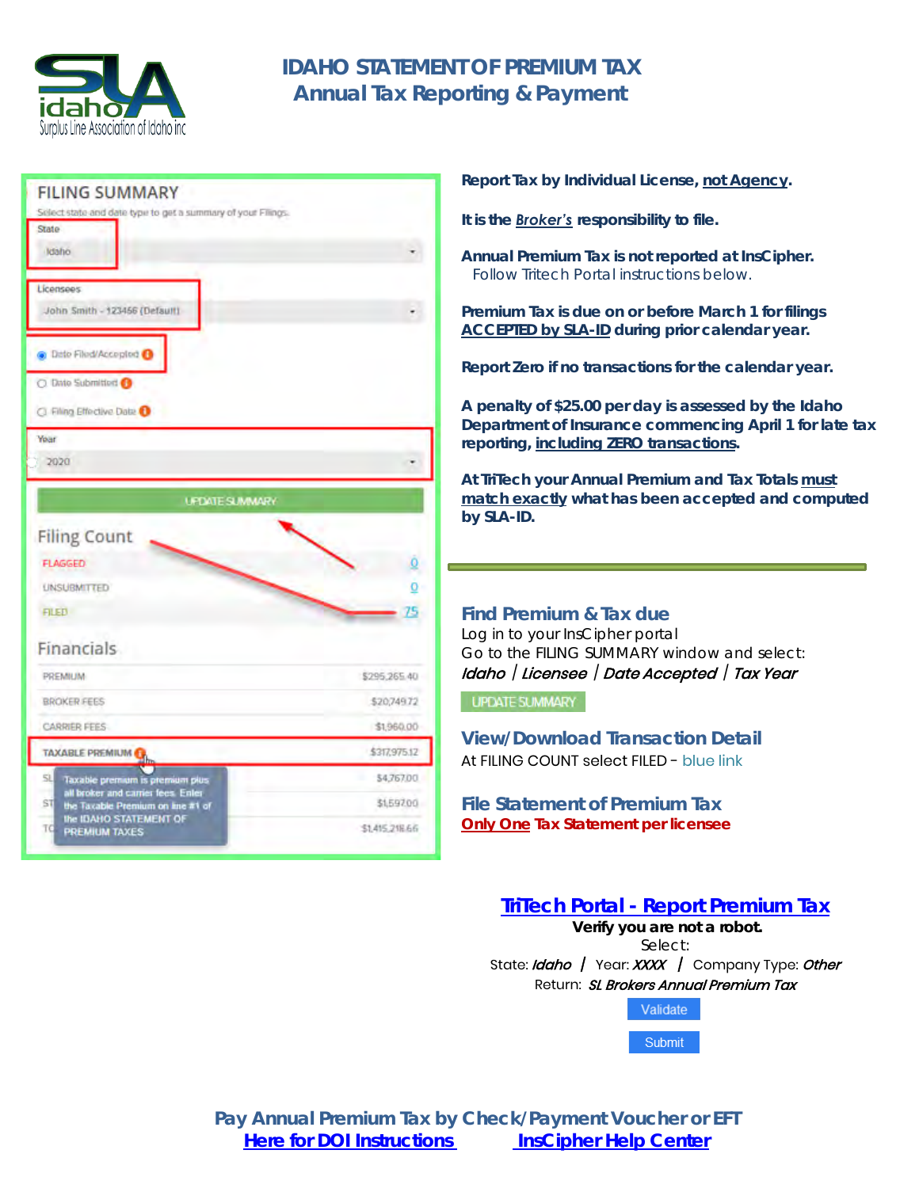# IDAHO STATEMENT OF PREMIUM TAX

## Annual Tax Reporting & Payment

**FILING SUMMARY**

Select state and date type to get a summary of your Filings.

State: Idaho

Licensees: John Smith - 123456 (Default)

- Date Filed/Accepted
- Date Submitted
- Filing Effective Date

Year: 2020

UPDATE SUMMARY

**Filing Count**

| | |
|---|---|
| FLAGGED | 0 |
| UNSUBMITTED | 0 |
| FILED | 75 |

**Financials**

| | |
|---|---|
| PREMIUM | $295,265.40 |
| BROKER FEES | $20,749.72 |
| CARRIER FEES | $1,960.00 |
| TAXABLE PREMIUM | $317,975.12 |
| SL | $4,767.00 |
| ST | $1,597.00 |
| TO | $1,415,218.66 |

Taxable premium is premium plus all broker and carrier fees. Enter the Taxable Premium on line #1 of the IDAHO STATEMENT OF PREMIUM TAXES

**Report Tax by Individual License, not Agency.**

**It is the *Broker's* responsibility to file.**

**Annual Premium Tax is not reported at InsCipher.**
Follow Tritech Portal instructions below.

**Premium Tax is due on or before March 1 for filings ACCEPTED by SLA-ID during prior calendar year.**

**Report Zero if no transactions for the calendar year.**

**A penalty of $25.00 per day is assessed by the Idaho Department of Insurance commencing April 1 for late tax reporting, including ZERO transactions.**

**At TriTech your Annual Premium and Tax Totals must match exactly what has been accepted and computed by SLA-ID.**

---

### Find Premium & Tax due

Log in to your InsCipher portal
Go to the FILING SUMMARY window and select:
*Idaho* | *Licensee* | *Date Accepted* | *Tax Year*

UPDATE SUMMARY

### View/Download Transaction Detail

At FILING COUNT select FILED - blue link

### File Statement of Premium Tax

**Only One Tax Statement per licensee**

### TriTech Portal - Report Premium Tax

**Verify you are not a robot.**
Select:
State: *Idaho* | Year: *XXXX* | Company Type: *Other*
Return: *SL Brokers Annual Premium Tax*

Validate

Submit

### Pay Annual Premium Tax by Check/Payment Voucher or EFT

Here for DOI Instructions    InsCipher Help Center